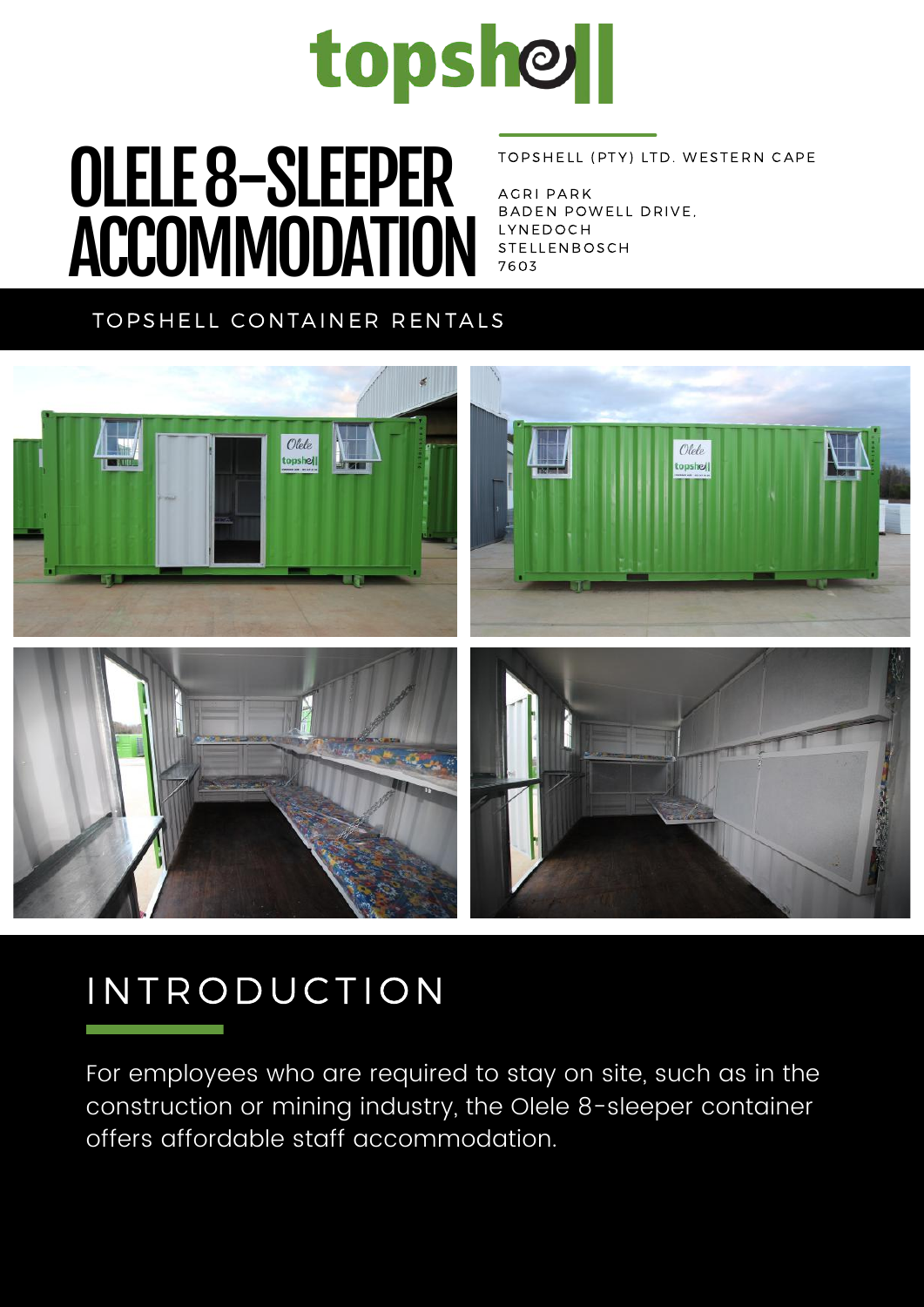topshell

# OLELE 8-SLEEPER ACCOMMODATION

TOPSHELL (PTY) LTD. WESTERN CAPE

AGRI PARK
BADEN POWELL DRIVE,
LYNEDOCH
STELLENBOSCH
7603

TOPSHELL CONTAINER RENTALS

## INTRODUCTION

For employees who are required to stay on site, such as in the construction or mining industry, the Olele 8-sleeper container offers affordable staff accommodation.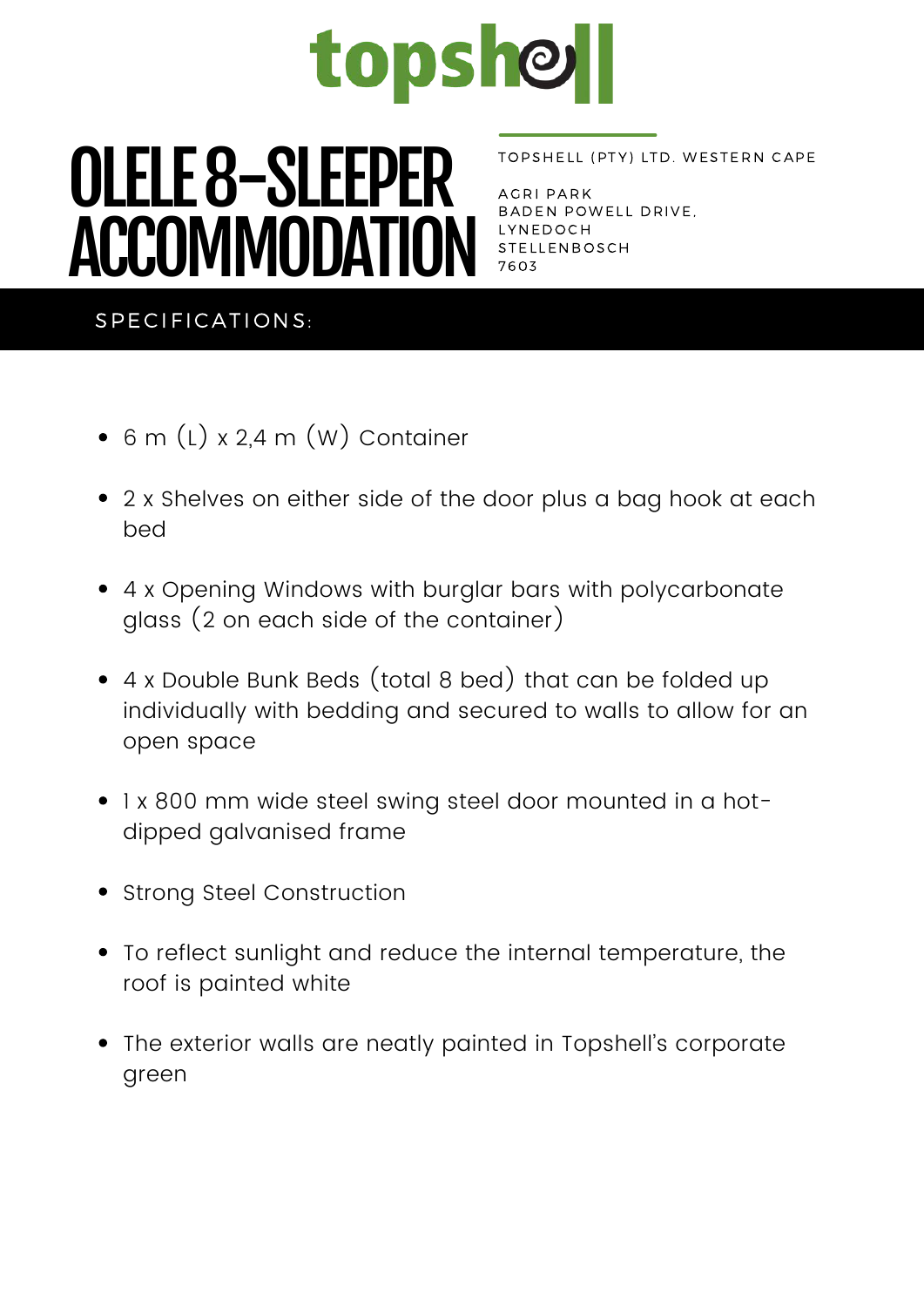topshell

# OLELE 8-SLEEPER ACCOMMODATION

TOPSHELL (PTY) LTD. WESTERN CAPE

AGRI PARK
BADEN POWELL DRIVE,
LYNEDOCH
STELLENBOSCH
7603

## SPECIFICATIONS:

- 6 m (L) x 2,4 m (W) Container
- 2 x Shelves on either side of the door plus a bag hook at each bed
- 4 x Opening Windows with burglar bars with polycarbonate glass (2 on each side of the container)
- 4 x Double Bunk Beds (total 8 bed) that can be folded up individually with bedding and secured to walls to allow for an open space
- 1 x 800 mm wide steel swing steel door mounted in a hot-dipped galvanised frame
- Strong Steel Construction
- To reflect sunlight and reduce the internal temperature, the roof is painted white
- The exterior walls are neatly painted in Topshell's corporate green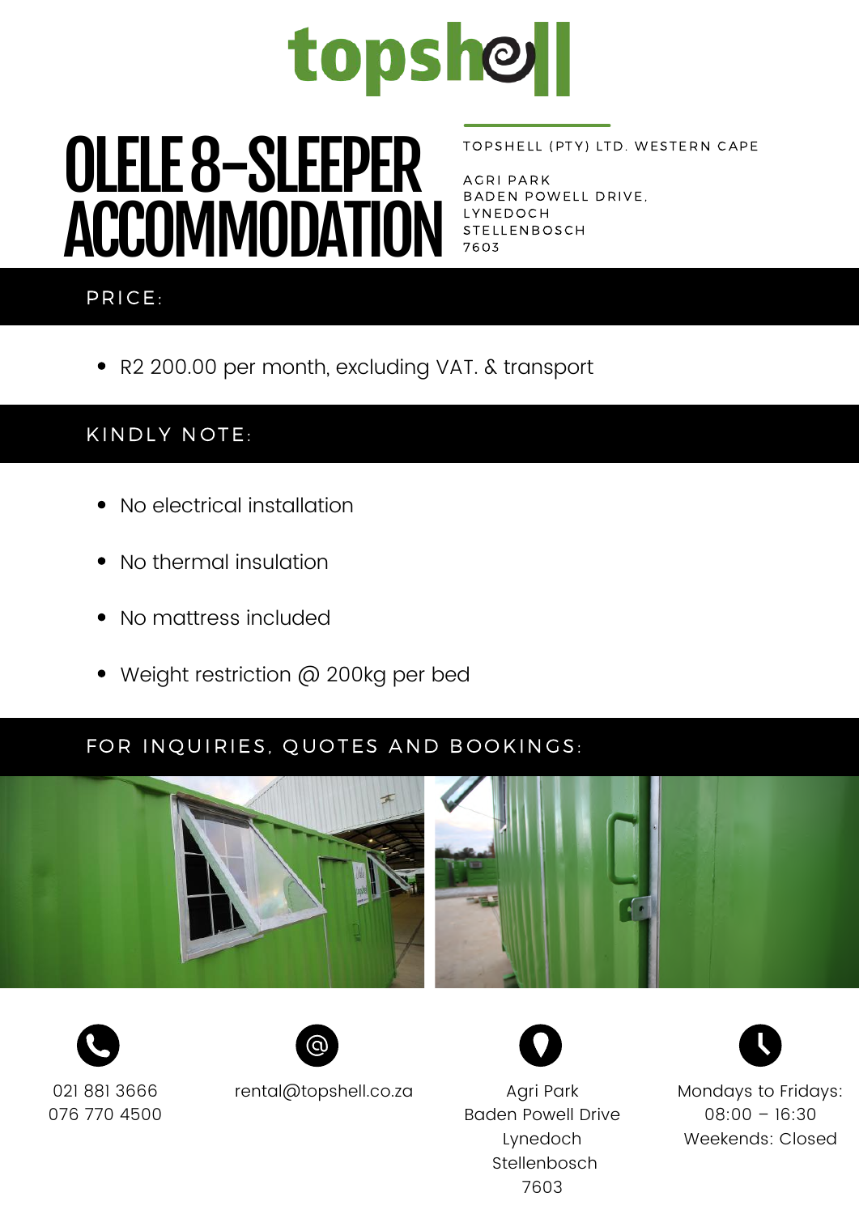topshell

# OLELE 8-SLEEPER ACCOMMODATION

TOPSHELL (PTY) LTD. WESTERN CAPE

AGRI PARK
BADEN POWELL DRIVE,
LYNEDOCH
STELLENBOSCH
7603

## PRICE:

- R2 200.00 per month, excluding VAT. & transport

## KINDLY NOTE:

- No electrical installation
- No thermal insulation
- No mattress included
- Weight restriction @ 200kg per bed

## FOR INQUIRIES, QUOTES AND BOOKINGS:

021 881 3666
076 770 4500

rental@topshell.co.za

Agri Park
Baden Powell Drive
Lynedoch
Stellenbosch
7603

Mondays to Fridays:
08:00 – 16:30
Weekends: Closed